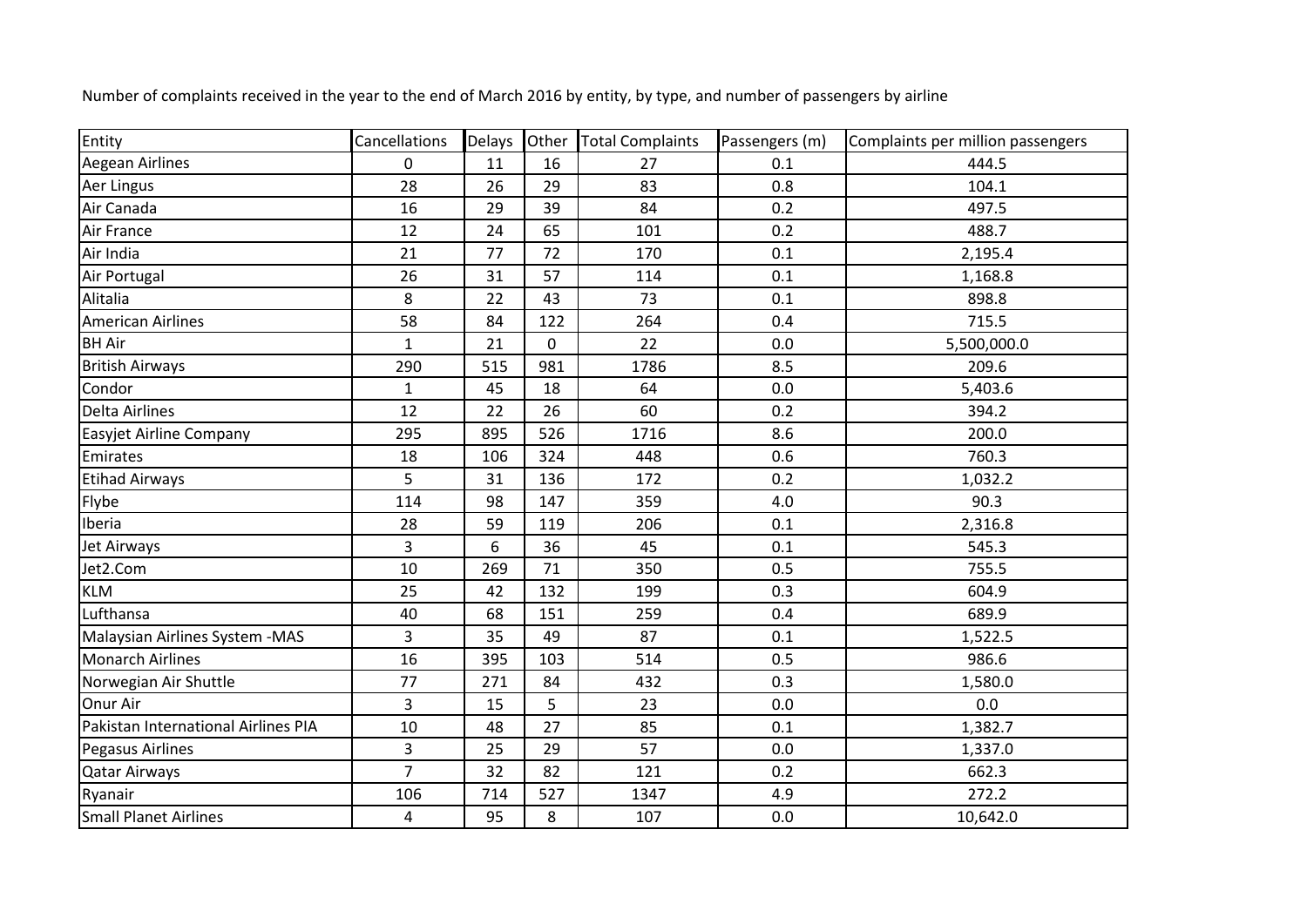Number of complaints received in the year to the end of March 2016 by entity, by type, and number of passengers by airline

| Entity | Cancellations | Delays | Other | Total Complaints | Passengers (m) | Complaints per million passengers |
|---|---|---|---|---|---|---|
| Aegean Airlines | 0 | 11 | 16 | 27 | 0.1 | 444.5 |
| Aer Lingus | 28 | 26 | 29 | 83 | 0.8 | 104.1 |
| Air Canada | 16 | 29 | 39 | 84 | 0.2 | 497.5 |
| Air France | 12 | 24 | 65 | 101 | 0.2 | 488.7 |
| Air India | 21 | 77 | 72 | 170 | 0.1 | 2,195.4 |
| Air Portugal | 26 | 31 | 57 | 114 | 0.1 | 1,168.8 |
| Alitalia | 8 | 22 | 43 | 73 | 0.1 | 898.8 |
| American Airlines | 58 | 84 | 122 | 264 | 0.4 | 715.5 |
| BH Air | 1 | 21 | 0 | 22 | 0.0 | 5,500,000.0 |
| British Airways | 290 | 515 | 981 | 1786 | 8.5 | 209.6 |
| Condor | 1 | 45 | 18 | 64 | 0.0 | 5,403.6 |
| Delta Airlines | 12 | 22 | 26 | 60 | 0.2 | 394.2 |
| Easyjet Airline Company | 295 | 895 | 526 | 1716 | 8.6 | 200.0 |
| Emirates | 18 | 106 | 324 | 448 | 0.6 | 760.3 |
| Etihad Airways | 5 | 31 | 136 | 172 | 0.2 | 1,032.2 |
| Flybe | 114 | 98 | 147 | 359 | 4.0 | 90.3 |
| Iberia | 28 | 59 | 119 | 206 | 0.1 | 2,316.8 |
| Jet Airways | 3 | 6 | 36 | 45 | 0.1 | 545.3 |
| Jet2.Com | 10 | 269 | 71 | 350 | 0.5 | 755.5 |
| KLM | 25 | 42 | 132 | 199 | 0.3 | 604.9 |
| Lufthansa | 40 | 68 | 151 | 259 | 0.4 | 689.9 |
| Malaysian Airlines System -MAS | 3 | 35 | 49 | 87 | 0.1 | 1,522.5 |
| Monarch Airlines | 16 | 395 | 103 | 514 | 0.5 | 986.6 |
| Norwegian Air Shuttle | 77 | 271 | 84 | 432 | 0.3 | 1,580.0 |
| Onur Air | 3 | 15 | 5 | 23 | 0.0 | 0.0 |
| Pakistan International Airlines PIA | 10 | 48 | 27 | 85 | 0.1 | 1,382.7 |
| Pegasus Airlines | 3 | 25 | 29 | 57 | 0.0 | 1,337.0 |
| Qatar Airways | 7 | 32 | 82 | 121 | 0.2 | 662.3 |
| Ryanair | 106 | 714 | 527 | 1347 | 4.9 | 272.2 |
| Small Planet Airlines | 4 | 95 | 8 | 107 | 0.0 | 10,642.0 |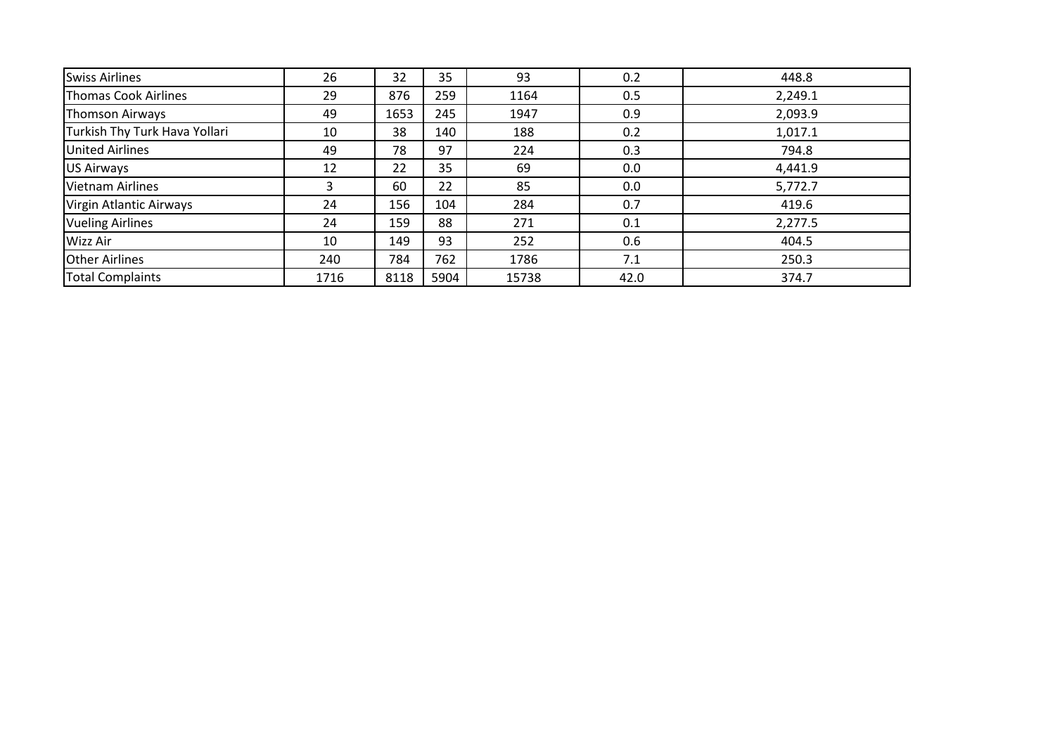| | | | | | | |
|---|---|---|---|---|---|---|
| Swiss Airlines | 26 | 32 | 35 | 93 | 0.2 | 448.8 |
| Thomas Cook Airlines | 29 | 876 | 259 | 1164 | 0.5 | 2,249.1 |
| Thomson Airways | 49 | 1653 | 245 | 1947 | 0.9 | 2,093.9 |
| Turkish Thy Turk Hava Yollari | 10 | 38 | 140 | 188 | 0.2 | 1,017.1 |
| United Airlines | 49 | 78 | 97 | 224 | 0.3 | 794.8 |
| US Airways | 12 | 22 | 35 | 69 | 0.0 | 4,441.9 |
| Vietnam Airlines | 3 | 60 | 22 | 85 | 0.0 | 5,772.7 |
| Virgin Atlantic Airways | 24 | 156 | 104 | 284 | 0.7 | 419.6 |
| Vueling Airlines | 24 | 159 | 88 | 271 | 0.1 | 2,277.5 |
| Wizz Air | 10 | 149 | 93 | 252 | 0.6 | 404.5 |
| Other Airlines | 240 | 784 | 762 | 1786 | 7.1 | 250.3 |
| Total Complaints | 1716 | 8118 | 5904 | 15738 | 42.0 | 374.7 |